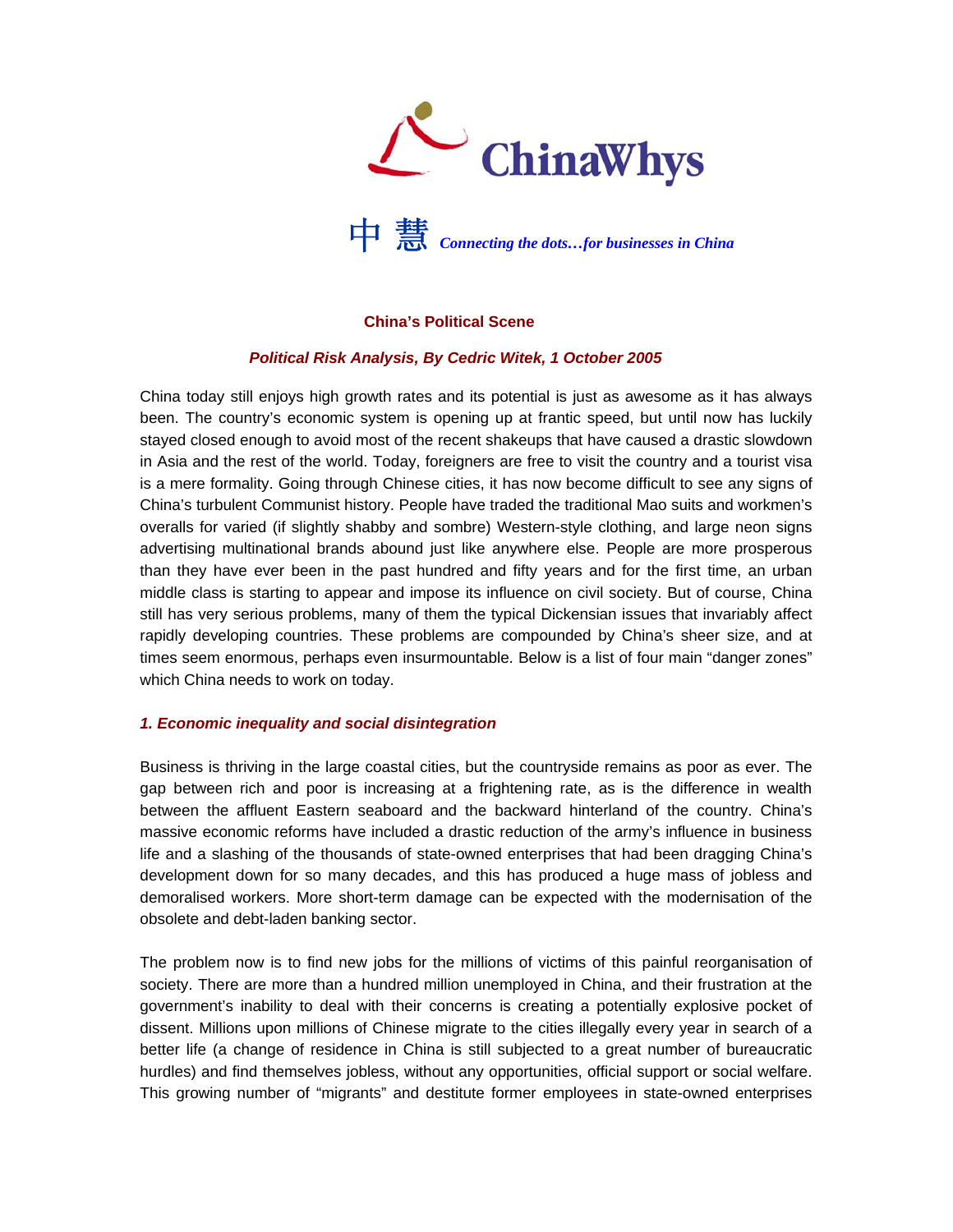# ChinaWhys

中慧 *Connecting the dots…for businesses in China*

## China's Political Scene

***Political Risk Analysis, By Cedric Witek, 1 October 2005***

China today still enjoys high growth rates and its potential is just as awesome as it has always been. The country's economic system is opening up at frantic speed, but until now has luckily stayed closed enough to avoid most of the recent shakeups that have caused a drastic slowdown in Asia and the rest of the world. Today, foreigners are free to visit the country and a tourist visa is a mere formality. Going through Chinese cities, it has now become difficult to see any signs of China's turbulent Communist history. People have traded the traditional Mao suits and workmen's overalls for varied (if slightly shabby and sombre) Western-style clothing, and large neon signs advertising multinational brands abound just like anywhere else. People are more prosperous than they have ever been in the past hundred and fifty years and for the first time, an urban middle class is starting to appear and impose its influence on civil society. But of course, China still has very serious problems, many of them the typical Dickensian issues that invariably affect rapidly developing countries. These problems are compounded by China's sheer size, and at times seem enormous, perhaps even insurmountable. Below is a list of four main "danger zones" which China needs to work on today.

### *1. Economic inequality and social disintegration*

Business is thriving in the large coastal cities, but the countryside remains as poor as ever. The gap between rich and poor is increasing at a frightening rate, as is the difference in wealth between the affluent Eastern seaboard and the backward hinterland of the country. China's massive economic reforms have included a drastic reduction of the army's influence in business life and a slashing of the thousands of state-owned enterprises that had been dragging China's development down for so many decades, and this has produced a huge mass of jobless and demoralised workers. More short-term damage can be expected with the modernisation of the obsolete and debt-laden banking sector.

The problem now is to find new jobs for the millions of victims of this painful reorganisation of society. There are more than a hundred million unemployed in China, and their frustration at the government's inability to deal with their concerns is creating a potentially explosive pocket of dissent. Millions upon millions of Chinese migrate to the cities illegally every year in search of a better life (a change of residence in China is still subjected to a great number of bureaucratic hurdles) and find themselves jobless, without any opportunities, official support or social welfare. This growing number of "migrants" and destitute former employees in state-owned enterprises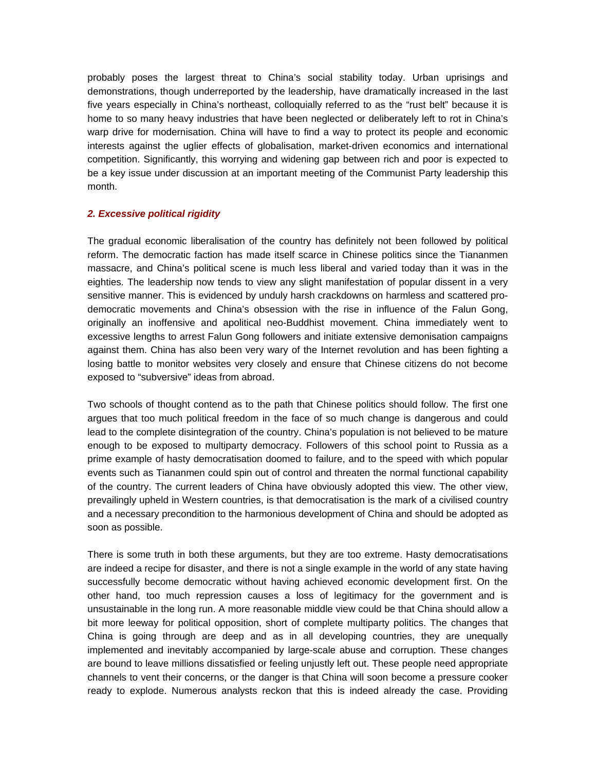probably poses the largest threat to China's social stability today. Urban uprisings and demonstrations, though underreported by the leadership, have dramatically increased in the last five years especially in China's northeast, colloquially referred to as the "rust belt" because it is home to so many heavy industries that have been neglected or deliberately left to rot in China's warp drive for modernisation. China will have to find a way to protect its people and economic interests against the uglier effects of globalisation, market-driven economics and international competition. Significantly, this worrying and widening gap between rich and poor is expected to be a key issue under discussion at an important meeting of the Communist Party leadership this month.

### *2. Excessive political rigidity*

The gradual economic liberalisation of the country has definitely not been followed by political reform. The democratic faction has made itself scarce in Chinese politics since the Tiananmen massacre, and China's political scene is much less liberal and varied today than it was in the eighties. The leadership now tends to view any slight manifestation of popular dissent in a very sensitive manner. This is evidenced by unduly harsh crackdowns on harmless and scattered pro-democratic movements and China's obsession with the rise in influence of the Falun Gong, originally an inoffensive and apolitical neo-Buddhist movement. China immediately went to excessive lengths to arrest Falun Gong followers and initiate extensive demonisation campaigns against them. China has also been very wary of the Internet revolution and has been fighting a losing battle to monitor websites very closely and ensure that Chinese citizens do not become exposed to "subversive" ideas from abroad.

Two schools of thought contend as to the path that Chinese politics should follow. The first one argues that too much political freedom in the face of so much change is dangerous and could lead to the complete disintegration of the country. China's population is not believed to be mature enough to be exposed to multiparty democracy. Followers of this school point to Russia as a prime example of hasty democratisation doomed to failure, and to the speed with which popular events such as Tiananmen could spin out of control and threaten the normal functional capability of the country. The current leaders of China have obviously adopted this view. The other view, prevailingly upheld in Western countries, is that democratisation is the mark of a civilised country and a necessary precondition to the harmonious development of China and should be adopted as soon as possible.

There is some truth in both these arguments, but they are too extreme. Hasty democratisations are indeed a recipe for disaster, and there is not a single example in the world of any state having successfully become democratic without having achieved economic development first. On the other hand, too much repression causes a loss of legitimacy for the government and is unsustainable in the long run. A more reasonable middle view could be that China should allow a bit more leeway for political opposition, short of complete multiparty politics. The changes that China is going through are deep and as in all developing countries, they are unequally implemented and inevitably accompanied by large-scale abuse and corruption. These changes are bound to leave millions dissatisfied or feeling unjustly left out. These people need appropriate channels to vent their concerns, or the danger is that China will soon become a pressure cooker ready to explode. Numerous analysts reckon that this is indeed already the case. Providing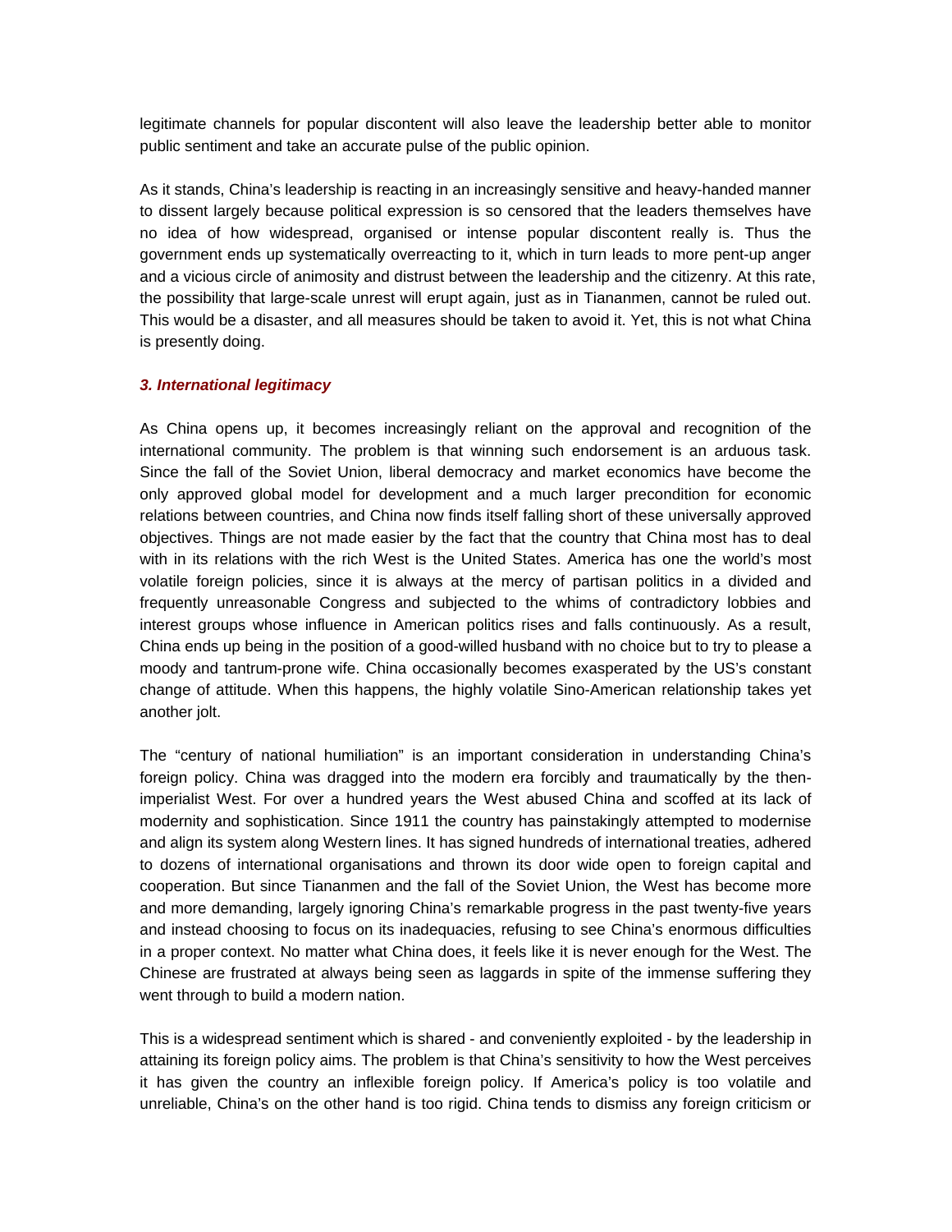legitimate channels for popular discontent will also leave the leadership better able to monitor public sentiment and take an accurate pulse of the public opinion.

As it stands, China's leadership is reacting in an increasingly sensitive and heavy-handed manner to dissent largely because political expression is so censored that the leaders themselves have no idea of how widespread, organised or intense popular discontent really is. Thus the government ends up systematically overreacting to it, which in turn leads to more pent-up anger and a vicious circle of animosity and distrust between the leadership and the citizenry. At this rate, the possibility that large-scale unrest will erupt again, just as in Tiananmen, cannot be ruled out. This would be a disaster, and all measures should be taken to avoid it. Yet, this is not what China is presently doing.

### *3. International legitimacy*

As China opens up, it becomes increasingly reliant on the approval and recognition of the international community. The problem is that winning such endorsement is an arduous task. Since the fall of the Soviet Union, liberal democracy and market economics have become the only approved global model for development and a much larger precondition for economic relations between countries, and China now finds itself falling short of these universally approved objectives. Things are not made easier by the fact that the country that China most has to deal with in its relations with the rich West is the United States. America has one the world's most volatile foreign policies, since it is always at the mercy of partisan politics in a divided and frequently unreasonable Congress and subjected to the whims of contradictory lobbies and interest groups whose influence in American politics rises and falls continuously. As a result, China ends up being in the position of a good-willed husband with no choice but to try to please a moody and tantrum-prone wife. China occasionally becomes exasperated by the US's constant change of attitude. When this happens, the highly volatile Sino-American relationship takes yet another jolt.

The "century of national humiliation" is an important consideration in understanding China's foreign policy. China was dragged into the modern era forcibly and traumatically by the then-imperialist West. For over a hundred years the West abused China and scoffed at its lack of modernity and sophistication. Since 1911 the country has painstakingly attempted to modernise and align its system along Western lines. It has signed hundreds of international treaties, adhered to dozens of international organisations and thrown its door wide open to foreign capital and cooperation. But since Tiananmen and the fall of the Soviet Union, the West has become more and more demanding, largely ignoring China's remarkable progress in the past twenty-five years and instead choosing to focus on its inadequacies, refusing to see China's enormous difficulties in a proper context. No matter what China does, it feels like it is never enough for the West. The Chinese are frustrated at always being seen as laggards in spite of the immense suffering they went through to build a modern nation.

This is a widespread sentiment which is shared - and conveniently exploited - by the leadership in attaining its foreign policy aims. The problem is that China's sensitivity to how the West perceives it has given the country an inflexible foreign policy. If America's policy is too volatile and unreliable, China's on the other hand is too rigid. China tends to dismiss any foreign criticism or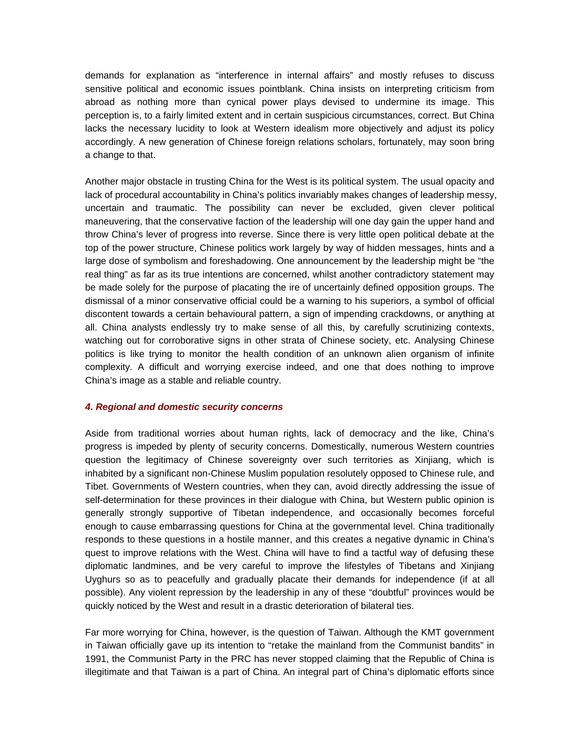demands for explanation as "interference in internal affairs" and mostly refuses to discuss sensitive political and economic issues pointblank. China insists on interpreting criticism from abroad as nothing more than cynical power plays devised to undermine its image. This perception is, to a fairly limited extent and in certain suspicious circumstances, correct. But China lacks the necessary lucidity to look at Western idealism more objectively and adjust its policy accordingly. A new generation of Chinese foreign relations scholars, fortunately, may soon bring a change to that.

Another major obstacle in trusting China for the West is its political system. The usual opacity and lack of procedural accountability in China's politics invariably makes changes of leadership messy, uncertain and traumatic. The possibility can never be excluded, given clever political maneuvering, that the conservative faction of the leadership will one day gain the upper hand and throw China's lever of progress into reverse. Since there is very little open political debate at the top of the power structure, Chinese politics work largely by way of hidden messages, hints and a large dose of symbolism and foreshadowing. One announcement by the leadership might be "the real thing" as far as its true intentions are concerned, whilst another contradictory statement may be made solely for the purpose of placating the ire of uncertainly defined opposition groups. The dismissal of a minor conservative official could be a warning to his superiors, a symbol of official discontent towards a certain behavioural pattern, a sign of impending crackdowns, or anything at all. China analysts endlessly try to make sense of all this, by carefully scrutinizing contexts, watching out for corroborative signs in other strata of Chinese society, etc. Analysing Chinese politics is like trying to monitor the health condition of an unknown alien organism of infinite complexity. A difficult and worrying exercise indeed, and one that does nothing to improve China's image as a stable and reliable country.

### *4. Regional and domestic security concerns*

Aside from traditional worries about human rights, lack of democracy and the like, China's progress is impeded by plenty of security concerns. Domestically, numerous Western countries question the legitimacy of Chinese sovereignty over such territories as Xinjiang, which is inhabited by a significant non-Chinese Muslim population resolutely opposed to Chinese rule, and Tibet. Governments of Western countries, when they can, avoid directly addressing the issue of self-determination for these provinces in their dialogue with China, but Western public opinion is generally strongly supportive of Tibetan independence, and occasionally becomes forceful enough to cause embarrassing questions for China at the governmental level. China traditionally responds to these questions in a hostile manner, and this creates a negative dynamic in China's quest to improve relations with the West. China will have to find a tactful way of defusing these diplomatic landmines, and be very careful to improve the lifestyles of Tibetans and Xinjiang Uyghurs so as to peacefully and gradually placate their demands for independence (if at all possible). Any violent repression by the leadership in any of these "doubtful" provinces would be quickly noticed by the West and result in a drastic deterioration of bilateral ties.

Far more worrying for China, however, is the question of Taiwan. Although the KMT government in Taiwan officially gave up its intention to "retake the mainland from the Communist bandits" in 1991, the Communist Party in the PRC has never stopped claiming that the Republic of China is illegitimate and that Taiwan is a part of China. An integral part of China's diplomatic efforts since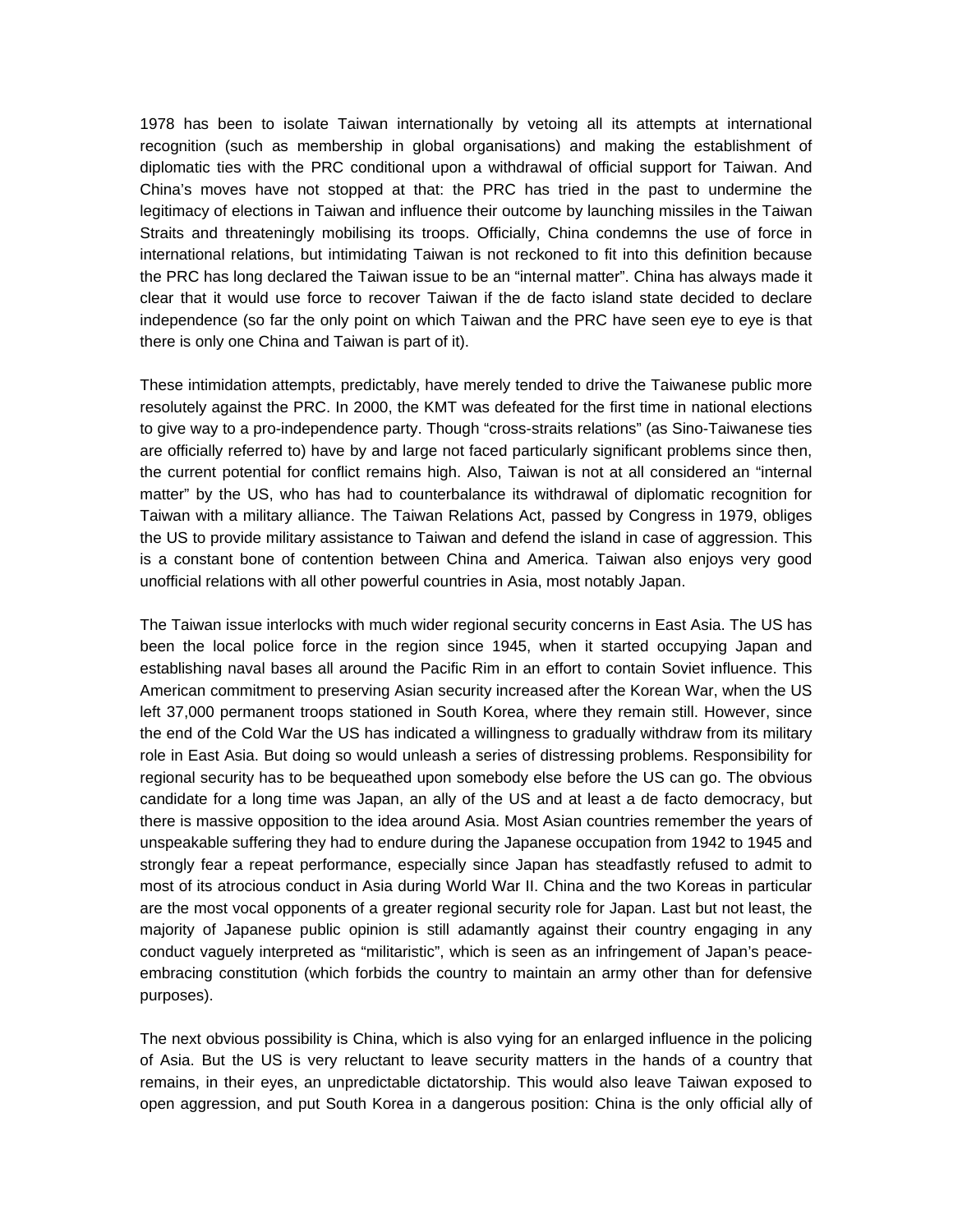1978 has been to isolate Taiwan internationally by vetoing all its attempts at international recognition (such as membership in global organisations) and making the establishment of diplomatic ties with the PRC conditional upon a withdrawal of official support for Taiwan. And China's moves have not stopped at that: the PRC has tried in the past to undermine the legitimacy of elections in Taiwan and influence their outcome by launching missiles in the Taiwan Straits and threateningly mobilising its troops. Officially, China condemns the use of force in international relations, but intimidating Taiwan is not reckoned to fit into this definition because the PRC has long declared the Taiwan issue to be an "internal matter". China has always made it clear that it would use force to recover Taiwan if the de facto island state decided to declare independence (so far the only point on which Taiwan and the PRC have seen eye to eye is that there is only one China and Taiwan is part of it).

These intimidation attempts, predictably, have merely tended to drive the Taiwanese public more resolutely against the PRC. In 2000, the KMT was defeated for the first time in national elections to give way to a pro-independence party. Though "cross-straits relations" (as Sino-Taiwanese ties are officially referred to) have by and large not faced particularly significant problems since then, the current potential for conflict remains high. Also, Taiwan is not at all considered an "internal matter" by the US, who has had to counterbalance its withdrawal of diplomatic recognition for Taiwan with a military alliance. The Taiwan Relations Act, passed by Congress in 1979, obliges the US to provide military assistance to Taiwan and defend the island in case of aggression. This is a constant bone of contention between China and America. Taiwan also enjoys very good unofficial relations with all other powerful countries in Asia, most notably Japan.

The Taiwan issue interlocks with much wider regional security concerns in East Asia. The US has been the local police force in the region since 1945, when it started occupying Japan and establishing naval bases all around the Pacific Rim in an effort to contain Soviet influence. This American commitment to preserving Asian security increased after the Korean War, when the US left 37,000 permanent troops stationed in South Korea, where they remain still. However, since the end of the Cold War the US has indicated a willingness to gradually withdraw from its military role in East Asia. But doing so would unleash a series of distressing problems. Responsibility for regional security has to be bequeathed upon somebody else before the US can go. The obvious candidate for a long time was Japan, an ally of the US and at least a de facto democracy, but there is massive opposition to the idea around Asia. Most Asian countries remember the years of unspeakable suffering they had to endure during the Japanese occupation from 1942 to 1945 and strongly fear a repeat performance, especially since Japan has steadfastly refused to admit to most of its atrocious conduct in Asia during World War II. China and the two Koreas in particular are the most vocal opponents of a greater regional security role for Japan. Last but not least, the majority of Japanese public opinion is still adamantly against their country engaging in any conduct vaguely interpreted as "militaristic", which is seen as an infringement of Japan's peace-embracing constitution (which forbids the country to maintain an army other than for defensive purposes).

The next obvious possibility is China, which is also vying for an enlarged influence in the policing of Asia. But the US is very reluctant to leave security matters in the hands of a country that remains, in their eyes, an unpredictable dictatorship. This would also leave Taiwan exposed to open aggression, and put South Korea in a dangerous position: China is the only official ally of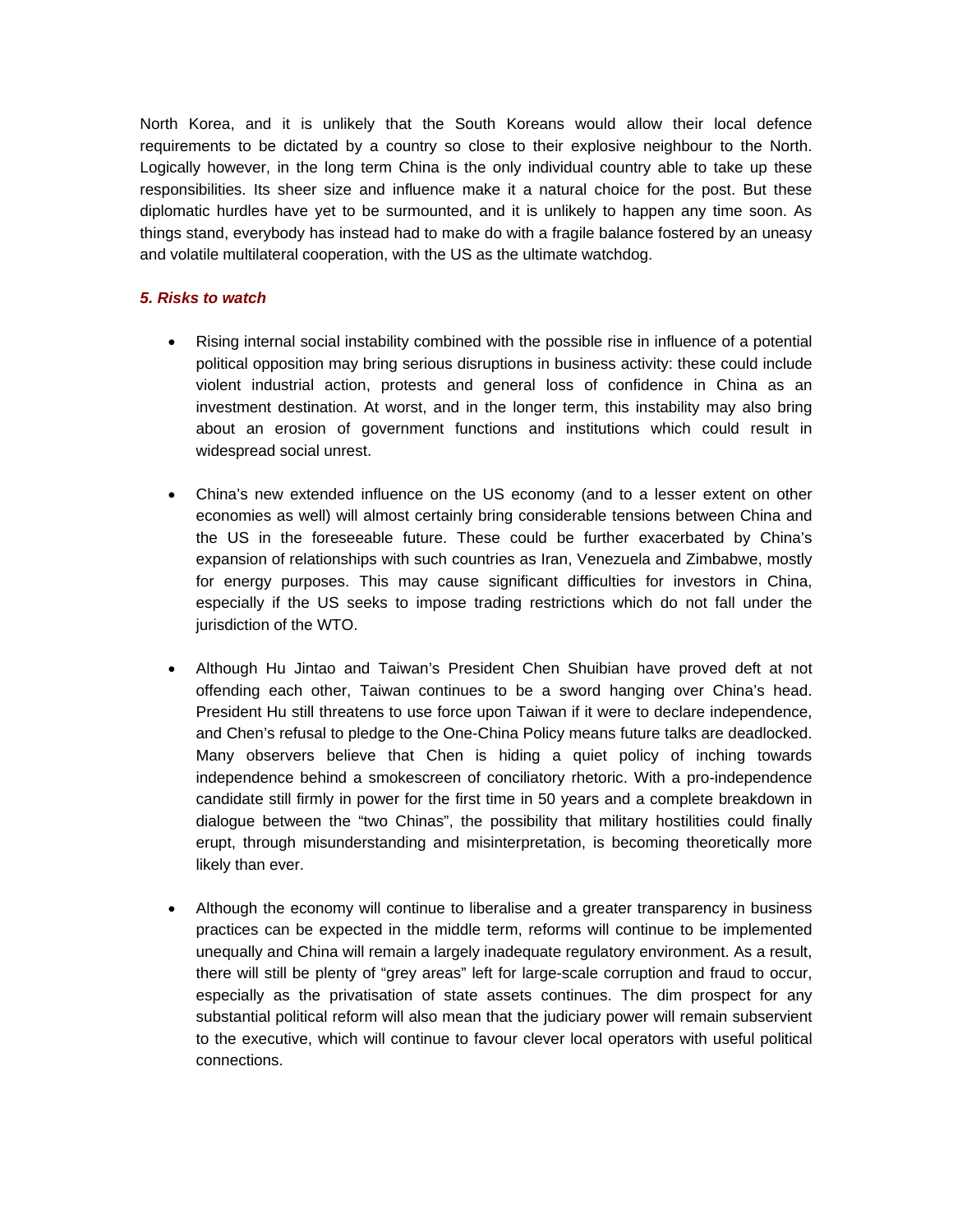North Korea, and it is unlikely that the South Koreans would allow their local defence requirements to be dictated by a country so close to their explosive neighbour to the North. Logically however, in the long term China is the only individual country able to take up these responsibilities. Its sheer size and influence make it a natural choice for the post. But these diplomatic hurdles have yet to be surmounted, and it is unlikely to happen any time soon. As things stand, everybody has instead had to make do with a fragile balance fostered by an uneasy and volatile multilateral cooperation, with the US as the ultimate watchdog.

### *5. Risks to watch*

- Rising internal social instability combined with the possible rise in influence of a potential political opposition may bring serious disruptions in business activity: these could include violent industrial action, protests and general loss of confidence in China as an investment destination. At worst, and in the longer term, this instability may also bring about an erosion of government functions and institutions which could result in widespread social unrest.

- China's new extended influence on the US economy (and to a lesser extent on other economies as well) will almost certainly bring considerable tensions between China and the US in the foreseeable future. These could be further exacerbated by China's expansion of relationships with such countries as Iran, Venezuela and Zimbabwe, mostly for energy purposes. This may cause significant difficulties for investors in China, especially if the US seeks to impose trading restrictions which do not fall under the jurisdiction of the WTO.

- Although Hu Jintao and Taiwan's President Chen Shuibian have proved deft at not offending each other, Taiwan continues to be a sword hanging over China's head. President Hu still threatens to use force upon Taiwan if it were to declare independence, and Chen's refusal to pledge to the One-China Policy means future talks are deadlocked. Many observers believe that Chen is hiding a quiet policy of inching towards independence behind a smokescreen of conciliatory rhetoric. With a pro-independence candidate still firmly in power for the first time in 50 years and a complete breakdown in dialogue between the "two Chinas", the possibility that military hostilities could finally erupt, through misunderstanding and misinterpretation, is becoming theoretically more likely than ever.

- Although the economy will continue to liberalise and a greater transparency in business practices can be expected in the middle term, reforms will continue to be implemented unequally and China will remain a largely inadequate regulatory environment. As a result, there will still be plenty of "grey areas" left for large-scale corruption and fraud to occur, especially as the privatisation of state assets continues. The dim prospect for any substantial political reform will also mean that the judiciary power will remain subservient to the executive, which will continue to favour clever local operators with useful political connections.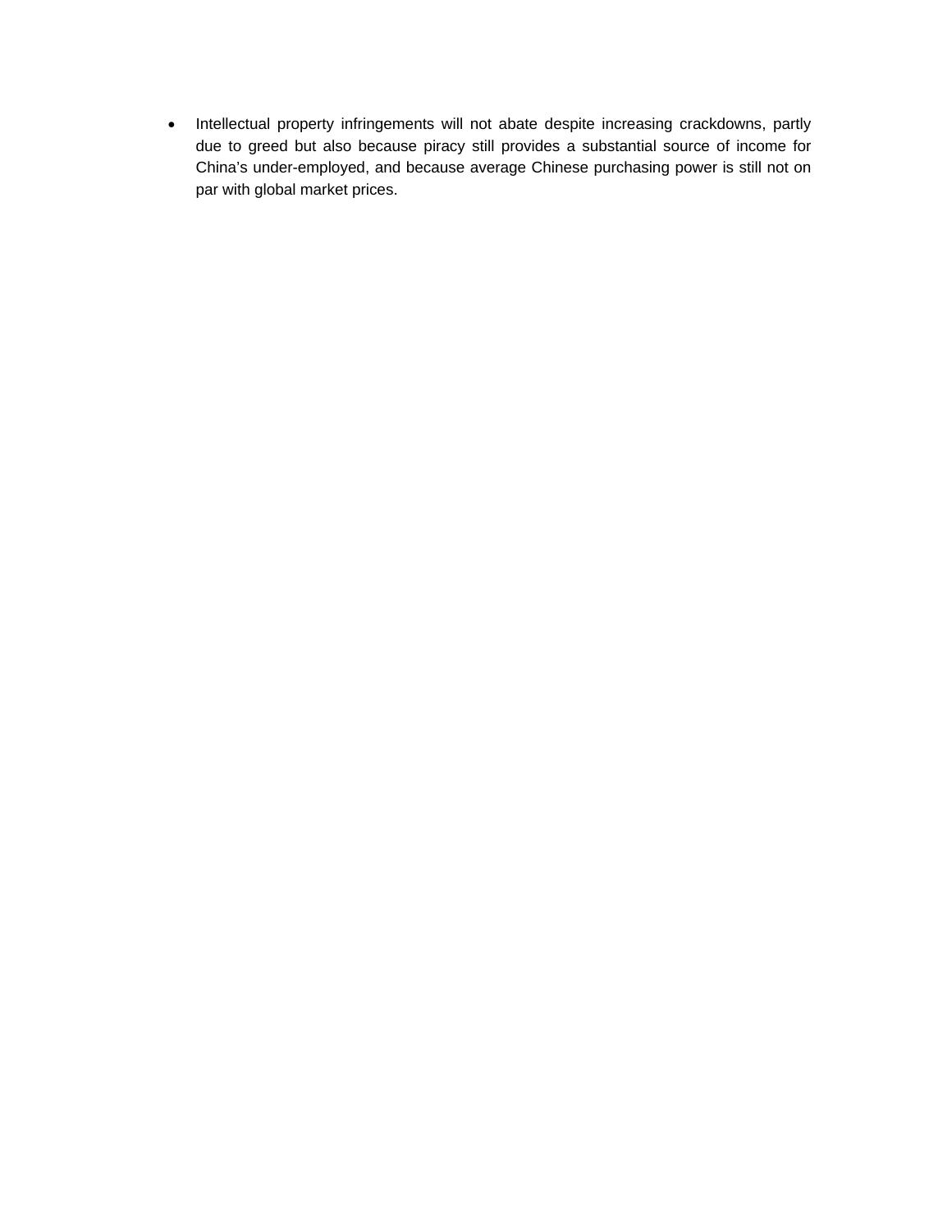- Intellectual property infringements will not abate despite increasing crackdowns, partly due to greed but also because piracy still provides a substantial source of income for China's under-employed, and because average Chinese purchasing power is still not on par with global market prices.